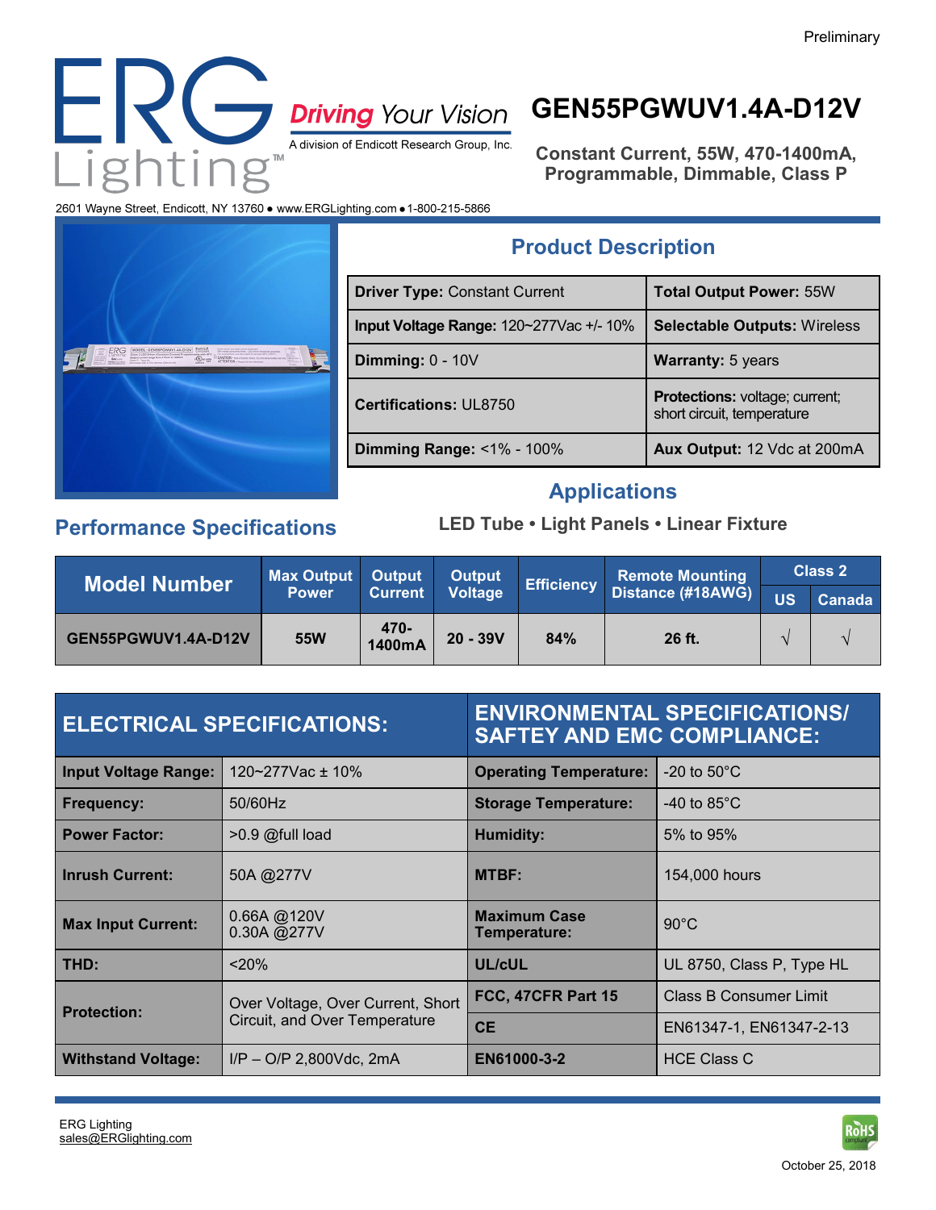Preliminary

# ERG Lighting™

**Driving Your Vision**
A division of Endicott Research Group, Inc.

2601 Wayne Street, Endicott, NY 13760 ● www.ERGLighting.com ● 1-800-215-5866

# GEN55PGWUV1.4A-D12V

**Constant Current, 55W, 470-1400mA, Programmable, Dimmable, Class P**

## Product Description

| | |
|---|---|
| **Driver Type:** Constant Current | **Total Output Power:** 55W |
| **Input Voltage Range:** 120~277Vac +/- 10% | **Selectable Outputs:** Wireless |
| **Dimming:** 0 - 10V | **Warranty:** 5 years |
| **Certifications:** UL8750 | **Protections:** voltage; current; short circuit, temperature |
| **Dimming Range:** <1% - 100% | **Aux Output:** 12 Vdc at 200mA |

## Applications

**LED Tube • Light Panels • Linear Fixture**

## Performance Specifications

| Model Number | Max Output Power | Output Current | Output Voltage | Efficiency | Remote Mounting Distance (#18AWG) | Class 2 | |
|---|---|---|---|---|---|---|---|
| | | | | | | US | Canada |
| GEN55PGWUV1.4A-D12V | 55W | 470-1400mA | 20 - 39V | 84% | 26 ft. | √ | √ |

| ELECTRICAL SPECIFICATIONS: | | ENVIRONMENTAL SPECIFICATIONS/ SAFTEY AND EMC COMPLIANCE: | |
|---|---|---|---|
| **Input Voltage Range:** | 120~277Vac ± 10% | **Operating Temperature:** | -20 to 50°C |
| **Frequency:** | 50/60Hz | **Storage Temperature:** | -40 to 85°C |
| **Power Factor:** | >0.9 @full load | **Humidity:** | 5% to 95% |
| **Inrush Current:** | 50A @277V | **MTBF:** | 154,000 hours |
| **Max Input Current:** | 0.66A @120V<br>0.30A @277V | **Maximum Case Temperature:** | 90°C |
| **THD:** | <20% | **UL/cUL** | UL 8750, Class P, Type HL |
| **Protection:** | Over Voltage, Over Current, Short Circuit, and Over Temperature | **FCC, 47CFR Part 15** | Class B Consumer Limit |
| | | **CE** | EN61347-1, EN61347-2-13 |
| **Withstand Voltage:** | I/P – O/P 2,800Vdc, 2mA | **EN61000-3-2** | HCE Class C |

ERG Lighting
sales@ERGlighting.com

RoHS compliant

October 25, 2018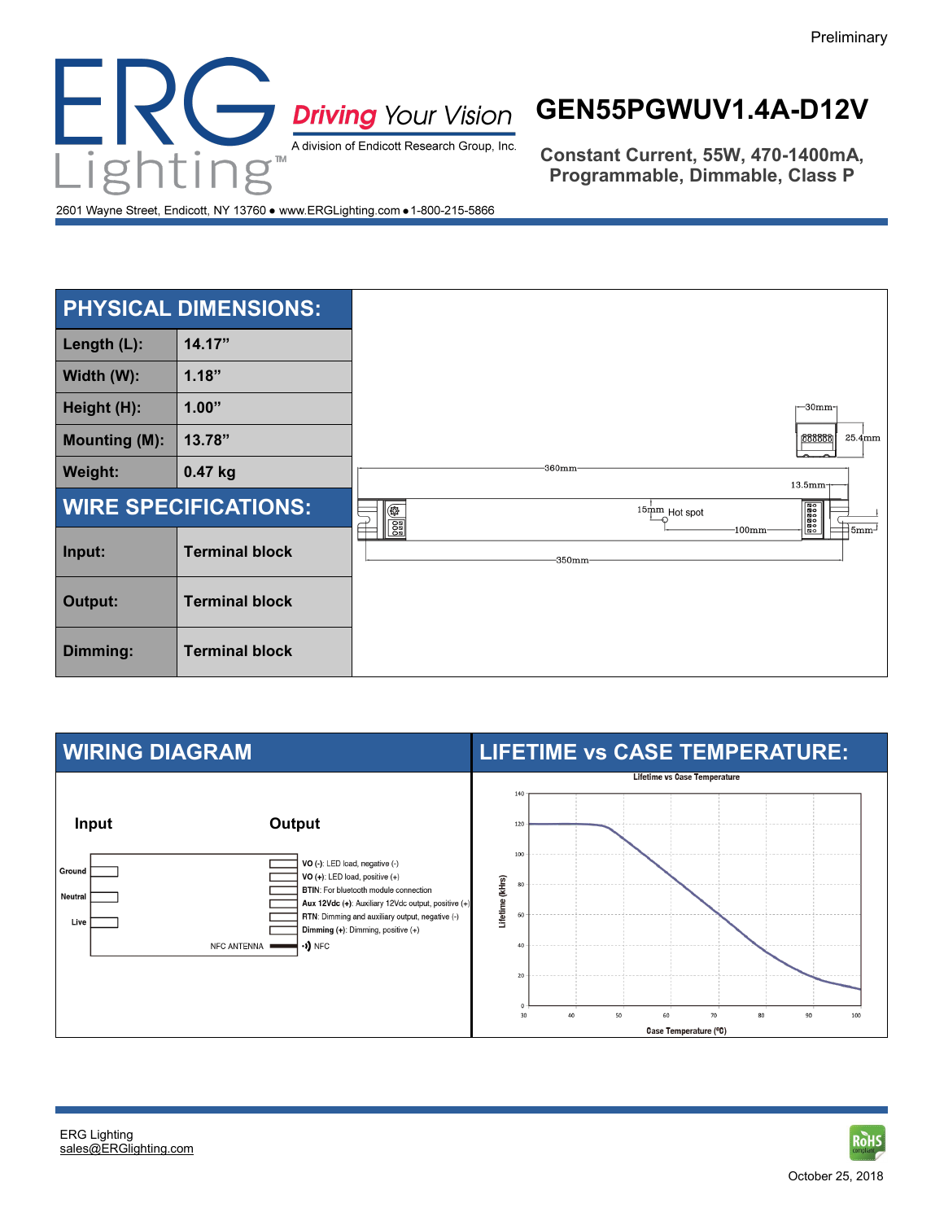Preliminary

# ERG Lighting

**Driving Your Vision**

A division of Endicott Research Group, Inc.

2601 Wayne Street, Endicott, NY 13760 ● www.ERGLighting.com ● 1-800-215-5866

# GEN55PGWUV1.4A-D12V

## Constant Current, 55W, 470-1400mA, Programmable, Dimmable, Class P

## PHYSICAL DIMENSIONS:

| | |
|---|---|
| **Length (L):** | **14.17"** |
| **Width (W):** | **1.18"** |
| **Height (H):** | **1.00"** |
| **Mounting (M):** | **13.78"** |
| **Weight:** | **0.47 kg** |

## WIRE SPECIFICATIONS:

| | |
|---|---|
| **Input:** | **Terminal block** |
| **Output:** | **Terminal block** |
| **Dimming:** | **Terminal block** |

30mm
25.4mm
360mm
13.5mm
15mm Hot spot
100mm
5mm
350mm

## WIRING DIAGRAM

**Input**

Ground
Neutral
Live

**Output**

- **VO (-)**: LED load, negative (-)
- **VO (+)**: LED load, positive (+)
- **BTIN**: For bluetooth module connection
- **Aux 12Vdc (+)**: Auxiliary 12Vdc output, positive (+)
- **RTN**: Dimming and auxiliary output, negative (-)
- **Dimming (+)**: Dimming, positive (+)

NFC ANTENNA — NFC

## LIFETIME vs CASE TEMPERATURE:

Lifetime vs Case Temperature

Lifetime (kHrs)
0, 20, 40, 60, 80, 100, 120, 140

Case Temperature (ºC)
30, 40, 50, 60, 70, 80, 90, 100

ERG Lighting
sales@ERGlighting.com

RoHS compliant

October 25, 2018